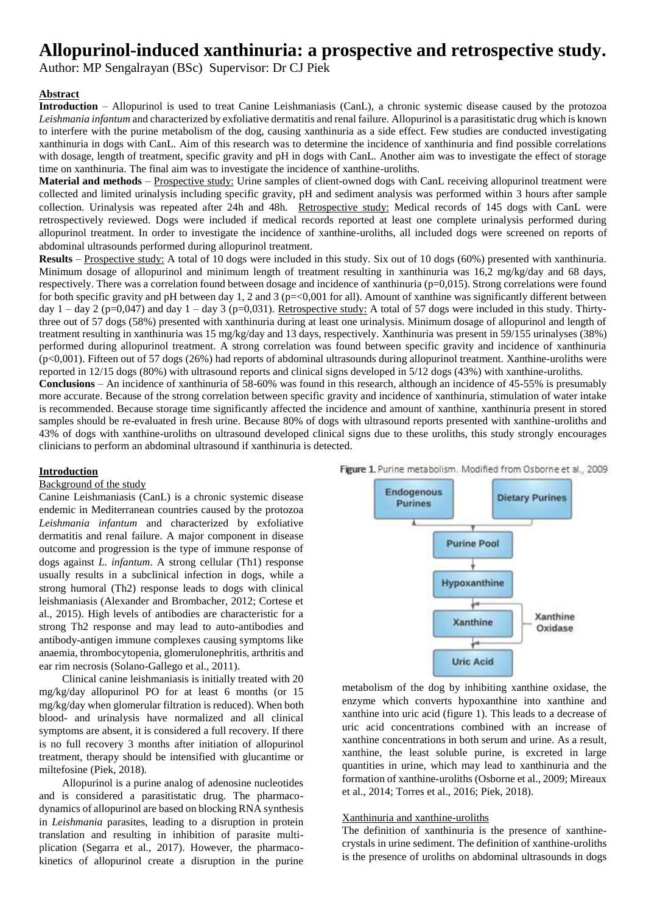# Allopurinol-induced xanthinuria: a prospective and retrospective study.

Author: MP Sengalrayan (BSc) Supervisor: Dr CJ Piek

## Abstract

**Introduction** – Allopurinol is used to treat Canine Leishmaniasis (CanL), a chronic systemic disease caused by the protozoa *Leishmania infantum* and characterized by exfoliative dermatitis and renal failure. Allopurinol is a parasitistatic drug which is known to interfere with the purine metabolism of the dog, causing xanthinuria as a side effect. Few studies are conducted investigating xanthinuria in dogs with CanL. Aim of this research was to determine the incidence of xanthinuria and find possible correlations with dosage, length of treatment, specific gravity and pH in dogs with CanL. Another aim was to investigate the effect of storage time on xanthinuria. The final aim was to investigate the incidence of xanthine-uroliths.

**Material and methods** – Prospective study: Urine samples of client-owned dogs with CanL receiving allopurinol treatment were collected and limited urinalysis including specific gravity, pH and sediment analysis was performed within 3 hours after sample collection. Urinalysis was repeated after 24h and 48h. Retrospective study: Medical records of 145 dogs with CanL were retrospectively reviewed. Dogs were included if medical records reported at least one complete urinalysis performed during allopurinol treatment. In order to investigate the incidence of xanthine-uroliths, all included dogs were screened on reports of abdominal ultrasounds performed during allopurinol treatment.

**Results** – Prospective study: A total of 10 dogs were included in this study. Six out of 10 dogs (60%) presented with xanthinuria. Minimum dosage of allopurinol and minimum length of treatment resulting in xanthinuria was 16,2 mg/kg/day and 68 days, respectively. There was a correlation found between dosage and incidence of xanthinuria (p=0,015). Strong correlations were found for both specific gravity and pH between day 1, 2 and 3 (p=<0,001 for all). Amount of xanthine was significantly different between day 1 – day 2 (p=0,047) and day 1 – day 3 (p=0,031). Retrospective study: A total of 57 dogs were included in this study. Thirty-three out of 57 dogs (58%) presented with xanthinuria during at least one urinalysis. Minimum dosage of allopurinol and length of treatment resulting in xanthinuria was 15 mg/kg/day and 13 days, respectively. Xanthinuria was present in 59/155 urinalyses (38%) performed during allopurinol treatment. A strong correlation was found between specific gravity and incidence of xanthinuria (p<0,001). Fifteen out of 57 dogs (26%) had reports of abdominal ultrasounds during allopurinol treatment. Xanthine-uroliths were reported in 12/15 dogs (80%) with ultrasound reports and clinical signs developed in 5/12 dogs (43%) with xanthine-uroliths.

**Conclusions** – An incidence of xanthinuria of 58-60% was found in this research, although an incidence of 45-55% is presumably more accurate. Because of the strong correlation between specific gravity and incidence of xanthinuria, stimulation of water intake is recommended. Because storage time significantly affected the incidence and amount of xanthine, xanthinuria present in stored samples should be re-evaluated in fresh urine. Because 80% of dogs with ultrasound reports presented with xanthine-uroliths and 43% of dogs with xanthine-uroliths on ultrasound developed clinical signs due to these uroliths, this study strongly encourages clinicians to perform an abdominal ultrasound if xanthinuria is detected.

## Introduction

### Background of the study

Canine Leishmaniasis (CanL) is a chronic systemic disease endemic in Mediterranean countries caused by the protozoa *Leishmania infantum* and characterized by exfoliative dermatitis and renal failure. A major component in disease outcome and progression is the type of immune response of dogs against *L. infantum*. A strong cellular (Th1) response usually results in a subclinical infection in dogs, while a strong humoral (Th2) response leads to dogs with clinical leishmaniasis (Alexander and Brombacher, 2012; Cortese et al., 2015). High levels of antibodies are characteristic for a strong Th2 response and may lead to auto-antibodies and antibody-antigen immune complexes causing symptoms like anaemia, thrombocytopenia, glomerulonephritis, arthritis and ear rim necrosis (Solano-Gallego et al., 2011).

Clinical canine leishmaniasis is initially treated with 20 mg/kg/day allopurinol PO for at least 6 months (or 15 mg/kg/day when glomerular filtration is reduced). When both blood- and urinalysis have normalized and all clinical symptoms are absent, it is considered a full recovery. If there is no full recovery 3 months after initiation of allopurinol treatment, therapy should be intensified with glucantime or miltefosine (Piek, 2018).

Allopurinol is a purine analog of adenosine nucleotides and is considered a parasitistatic drug. The pharmacodynamics of allopurinol are based on blocking RNA synthesis in *Leishmania* parasites, leading to a disruption in protein translation and resulting in inhibition of parasite multiplication (Segarra et al., 2017). However, the pharmacokinetics of allopurinol create a disruption in the purine metabolism of the dog by inhibiting xanthine oxidase, the enzyme which converts hypoxanthine into xanthine and xanthine into uric acid (figure 1). This leads to a decrease of uric acid concentrations combined with an increase of xanthine concentrations in both serum and urine. As a result, xanthine, the least soluble purine, is excreted in large quantities in urine, which may lead to xanthinuria and the formation of xanthine-uroliths (Osborne et al., 2009; Mireaux et al., 2014; Torres et al., 2016; Piek, 2018).

**Figure 1.** Purine metabolism. Modified from Osborne et al., 2009

Endogenous Purines → Purine Pool ← Dietary Purines; Purine Pool → Hypoxanthine → Xanthine → Uric Acid (Xanthine Oxidase)

### Xanthinuria and xanthine-uroliths

The definition of xanthinuria is the presence of xanthine-crystals in urine sediment. The definition of xanthine-uroliths is the presence of uroliths on abdominal ultrasounds in dogs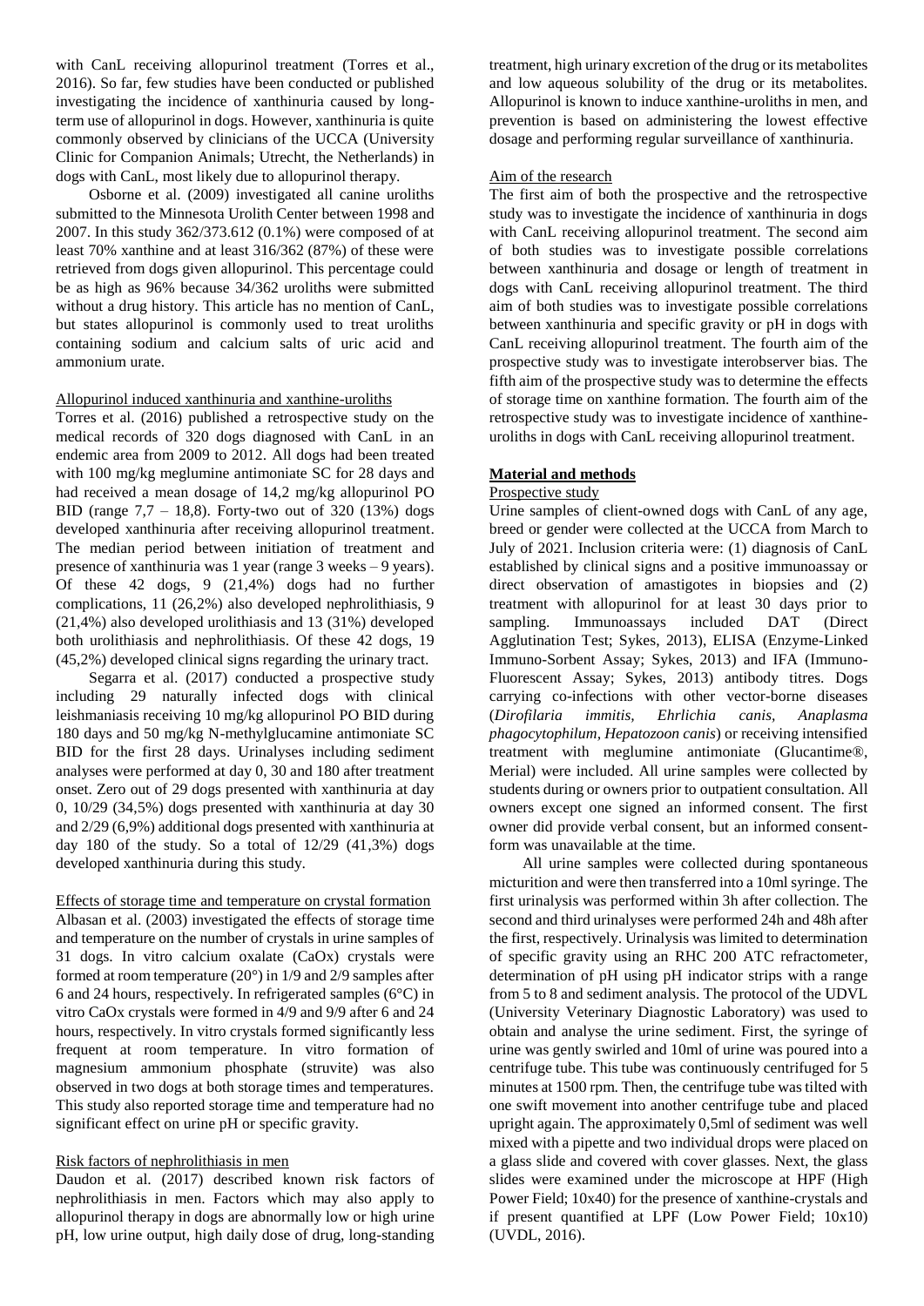with CanL receiving allopurinol treatment (Torres et al., 2016). So far, few studies have been conducted or published investigating the incidence of xanthinuria caused by long-term use of allopurinol in dogs. However, xanthinuria is quite commonly observed by clinicians of the UCCA (University Clinic for Companion Animals; Utrecht, the Netherlands) in dogs with CanL, most likely due to allopurinol therapy.

Osborne et al. (2009) investigated all canine uroliths submitted to the Minnesota Urolith Center between 1998 and 2007. In this study 362/373.612 (0.1%) were composed of at least 70% xanthine and at least 316/362 (87%) of these were retrieved from dogs given allopurinol. This percentage could be as high as 96% because 34/362 uroliths were submitted without a drug history. This article has no mention of CanL, but states allopurinol is commonly used to treat uroliths containing sodium and calcium salts of uric acid and ammonium urate.

### Allopurinol induced xanthinuria and xanthine-uroliths

Torres et al. (2016) published a retrospective study on the medical records of 320 dogs diagnosed with CanL in an endemic area from 2009 to 2012. All dogs had been treated with 100 mg/kg meglumine antimoniate SC for 28 days and had received a mean dosage of 14,2 mg/kg allopurinol PO BID (range 7,7 – 18,8). Forty-two out of 320 (13%) dogs developed xanthinuria after receiving allopurinol treatment. The median period between initiation of treatment and presence of xanthinuria was 1 year (range 3 weeks – 9 years). Of these 42 dogs, 9 (21,4%) dogs had no further complications, 11 (26,2%) also developed nephrolithiasis, 9 (21,4%) also developed urolithiasis and 13 (31%) developed both urolithiasis and nephrolithiasis. Of these 42 dogs, 19 (45,2%) developed clinical signs regarding the urinary tract.

Segarra et al. (2017) conducted a prospective study including 29 naturally infected dogs with clinical leishmaniasis receiving 10 mg/kg allopurinol PO BID during 180 days and 50 mg/kg N-methylglucamine antimoniate SC BID for the first 28 days. Urinalyses including sediment analyses were performed at day 0, 30 and 180 after treatment onset. Zero out of 29 dogs presented with xanthinuria at day 0, 10/29 (34,5%) dogs presented with xanthinuria at day 30 and 2/29 (6,9%) additional dogs presented with xanthinuria at day 180 of the study. So a total of 12/29 (41,3%) dogs developed xanthinuria during this study.

### Effects of storage time and temperature on crystal formation

Albasan et al. (2003) investigated the effects of storage time and temperature on the number of crystals in urine samples of 31 dogs. In vitro calcium oxalate (CaOx) crystals were formed at room temperature (20°) in 1/9 and 2/9 samples after 6 and 24 hours, respectively. In refrigerated samples (6°C) in vitro CaOx crystals were formed in 4/9 and 9/9 after 6 and 24 hours, respectively. In vitro crystals formed significantly less frequent at room temperature. In vitro formation of magnesium ammonium phosphate (struvite) was also observed in two dogs at both storage times and temperatures. This study also reported storage time and temperature had no significant effect on urine pH or specific gravity.

### Risk factors of nephrolithiasis in men

Daudon et al. (2017) described known risk factors of nephrolithiasis in men. Factors which may also apply to allopurinol therapy in dogs are abnormally low or high urine pH, low urine output, high daily dose of drug, long-standing treatment, high urinary excretion of the drug or its metabolites and low aqueous solubility of the drug or its metabolites. Allopurinol is known to induce xanthine-uroliths in men, and prevention is based on administering the lowest effective dosage and performing regular surveillance of xanthinuria.

### Aim of the research

The first aim of both the prospective and the retrospective study was to investigate the incidence of xanthinuria in dogs with CanL receiving allopurinol treatment. The second aim of both studies was to investigate possible correlations between xanthinuria and dosage or length of treatment in dogs with CanL receiving allopurinol treatment. The third aim of both studies was to investigate possible correlations between xanthinuria and specific gravity or pH in dogs with CanL receiving allopurinol treatment. The fourth aim of the prospective study was to investigate interobserver bias. The fifth aim of the prospective study was to determine the effects of storage time on xanthine formation. The fourth aim of the retrospective study was to investigate incidence of xanthine-uroliths in dogs with CanL receiving allopurinol treatment.

## Material and methods

### Prospective study

Urine samples of client-owned dogs with CanL of any age, breed or gender were collected at the UCCA from March to July of 2021. Inclusion criteria were: (1) diagnosis of CanL established by clinical signs and a positive immunoassay or direct observation of amastigotes in biopsies and (2) treatment with allopurinol for at least 30 days prior to sampling. Immunoassays included DAT (Direct Agglutination Test; Sykes, 2013), ELISA (Enzyme-Linked Immuno-Sorbent Assay; Sykes, 2013) and IFA (Immuno-Fluorescent Assay; Sykes, 2013) antibody titres. Dogs carrying co-infections with other vector-borne diseases (*Dirofilaria immitis*, *Ehrlichia canis*, *Anaplasma phagocytophilum*, *Hepatozoon canis*) or receiving intensified treatment with meglumine antimoniate (Glucantime®, Merial) were included. All urine samples were collected by students during or owners prior to outpatient consultation. All owners except one signed an informed consent. The first owner did provide verbal consent, but an informed consent-form was unavailable at the time.

All urine samples were collected during spontaneous micturition and were then transferred into a 10ml syringe. The first urinalysis was performed within 3h after collection. The second and third urinalyses were performed 24h and 48h after the first, respectively. Urinalysis was limited to determination of specific gravity using an RHC 200 ATC refractometer, determination of pH using pH indicator strips with a range from 5 to 8 and sediment analysis. The protocol of the UDVL (University Veterinary Diagnostic Laboratory) was used to obtain and analyse the urine sediment. First, the syringe of urine was gently swirled and 10ml of urine was poured into a centrifuge tube. This tube was continuously centrifuged for 5 minutes at 1500 rpm. Then, the centrifuge tube was tilted with one swift movement into another centrifuge tube and placed upright again. The approximately 0,5ml of sediment was well mixed with a pipette and two individual drops were placed on a glass slide and covered with cover glasses. Next, the glass slides were examined under the microscope at HPF (High Power Field; 10x40) for the presence of xanthine-crystals and if present quantified at LPF (Low Power Field; 10x10) (UVDL, 2016).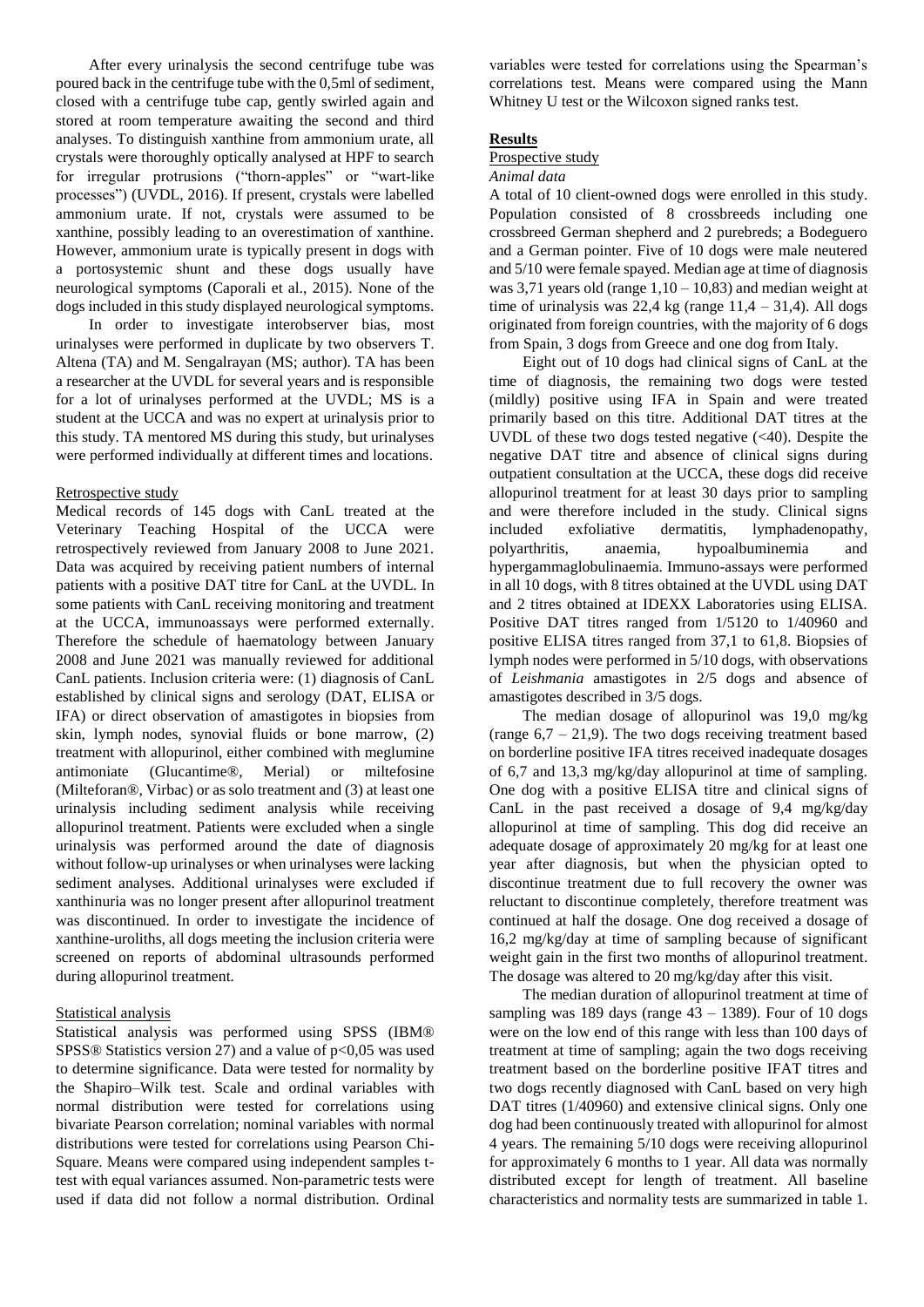After every urinalysis the second centrifuge tube was poured back in the centrifuge tube with the 0,5ml of sediment, closed with a centrifuge tube cap, gently swirled again and stored at room temperature awaiting the second and third analyses. To distinguish xanthine from ammonium urate, all crystals were thoroughly optically analysed at HPF to search for irregular protrusions ("thorn-apples" or "wart-like processes") (UVDL, 2016). If present, crystals were labelled ammonium urate. If not, crystals were assumed to be xanthine, possibly leading to an overestimation of xanthine. However, ammonium urate is typically present in dogs with a portosystemic shunt and these dogs usually have neurological symptoms (Caporali et al., 2015). None of the dogs included in this study displayed neurological symptoms.

In order to investigate interobserver bias, most urinalyses were performed in duplicate by two observers T. Altena (TA) and M. Sengalrayan (MS; author). TA has been a researcher at the UVDL for several years and is responsible for a lot of urinalyses performed at the UVDL; MS is a student at the UCCA and was no expert at urinalysis prior to this study. TA mentored MS during this study, but urinalyses were performed individually at different times and locations.

### Retrospective study

Medical records of 145 dogs with CanL treated at the Veterinary Teaching Hospital of the UCCA were retrospectively reviewed from January 2008 to June 2021. Data was acquired by receiving patient numbers of internal patients with a positive DAT titre for CanL at the UVDL. In some patients with CanL receiving monitoring and treatment at the UCCA, immunoassays were performed externally. Therefore the schedule of haematology between January 2008 and June 2021 was manually reviewed for additional CanL patients. Inclusion criteria were: (1) diagnosis of CanL established by clinical signs and serology (DAT, ELISA or IFA) or direct observation of amastigotes in biopsies from skin, lymph nodes, synovial fluids or bone marrow, (2) treatment with allopurinol, either combined with meglumine antimoniate (Glucantime®, Merial) or miltefosine (Milteforan®, Virbac) or as solo treatment and (3) at least one urinalysis including sediment analysis while receiving allopurinol treatment. Patients were excluded when a single urinalysis was performed around the date of diagnosis without follow-up urinalyses or when urinalyses were lacking sediment analyses. Additional urinalyses were excluded if xanthinuria was no longer present after allopurinol treatment was discontinued. In order to investigate the incidence of xanthine-uroliths, all dogs meeting the inclusion criteria were screened on reports of abdominal ultrasounds performed during allopurinol treatment.

### Statistical analysis

Statistical analysis was performed using SPSS (IBM® SPSS® Statistics version 27) and a value of $p<0{,}05$ was used to determine significance. Data were tested for normality by the Shapiro–Wilk test. Scale and ordinal variables with normal distribution were tested for correlations using bivariate Pearson correlation; nominal variables with normal distributions were tested for correlations using Pearson Chi-Square. Means were compared using independent samples t-test with equal variances assumed. Non-parametric tests were used if data did not follow a normal distribution. Ordinal variables were tested for correlations using the Spearman's correlations test. Means were compared using the Mann Whitney U test or the Wilcoxon signed ranks test.

## Results

### Prospective study

*Animal data*

A total of 10 client-owned dogs were enrolled in this study. Population consisted of 8 crossbreeds including one crossbreed German shepherd and 2 purebreds; a Bodeguero and a German pointer. Five of 10 dogs were male neutered and 5/10 were female spayed. Median age at time of diagnosis was 3,71 years old (range 1,10 – 10,83) and median weight at time of urinalysis was 22,4 kg (range 11,4 – 31,4). All dogs originated from foreign countries, with the majority of 6 dogs from Spain, 3 dogs from Greece and one dog from Italy.

Eight out of 10 dogs had clinical signs of CanL at the time of diagnosis, the remaining two dogs were tested (mildly) positive using IFA in Spain and were treated primarily based on this titre. Additional DAT titres at the UVDL of these two dogs tested negative (<40). Despite the negative DAT titre and absence of clinical signs during outpatient consultation at the UCCA, these dogs did receive allopurinol treatment for at least 30 days prior to sampling and were therefore included in the study. Clinical signs included exfoliative dermatitis, lymphadenopathy, polyarthritis, anaemia, hypoalbuminemia and hypergammaglobulinaemia. Immuno-assays were performed in all 10 dogs, with 8 titres obtained at the UVDL using DAT and 2 titres obtained at IDEXX Laboratories using ELISA. Positive DAT titres ranged from 1/5120 to 1/40960 and positive ELISA titres ranged from 37,1 to 61,8. Biopsies of lymph nodes were performed in 5/10 dogs, with observations of *Leishmania* amastigotes in 2/5 dogs and absence of amastigotes described in 3/5 dogs.

The median dosage of allopurinol was 19,0 mg/kg (range 6,7 – 21,9). The two dogs receiving treatment based on borderline positive IFA titres received inadequate dosages of 6,7 and 13,3 mg/kg/day allopurinol at time of sampling. One dog with a positive ELISA titre and clinical signs of CanL in the past received a dosage of 9,4 mg/kg/day allopurinol at time of sampling. This dog did receive an adequate dosage of approximately 20 mg/kg for at least one year after diagnosis, but when the physician opted to discontinue treatment due to full recovery the owner was reluctant to discontinue completely, therefore treatment was continued at half the dosage. One dog received a dosage of 16,2 mg/kg/day at time of sampling because of significant weight gain in the first two months of allopurinol treatment. The dosage was altered to 20 mg/kg/day after this visit.

The median duration of allopurinol treatment at time of sampling was 189 days (range 43 – 1389). Four of 10 dogs were on the low end of this range with less than 100 days of treatment at time of sampling; again the two dogs receiving treatment based on the borderline positive IFAT titres and two dogs recently diagnosed with CanL based on very high DAT titres (1/40960) and extensive clinical signs. Only one dog had been continuously treated with allopurinol for almost 4 years. The remaining 5/10 dogs were receiving allopurinol for approximately 6 months to 1 year. All data was normally distributed except for length of treatment. All baseline characteristics and normality tests are summarized in table 1.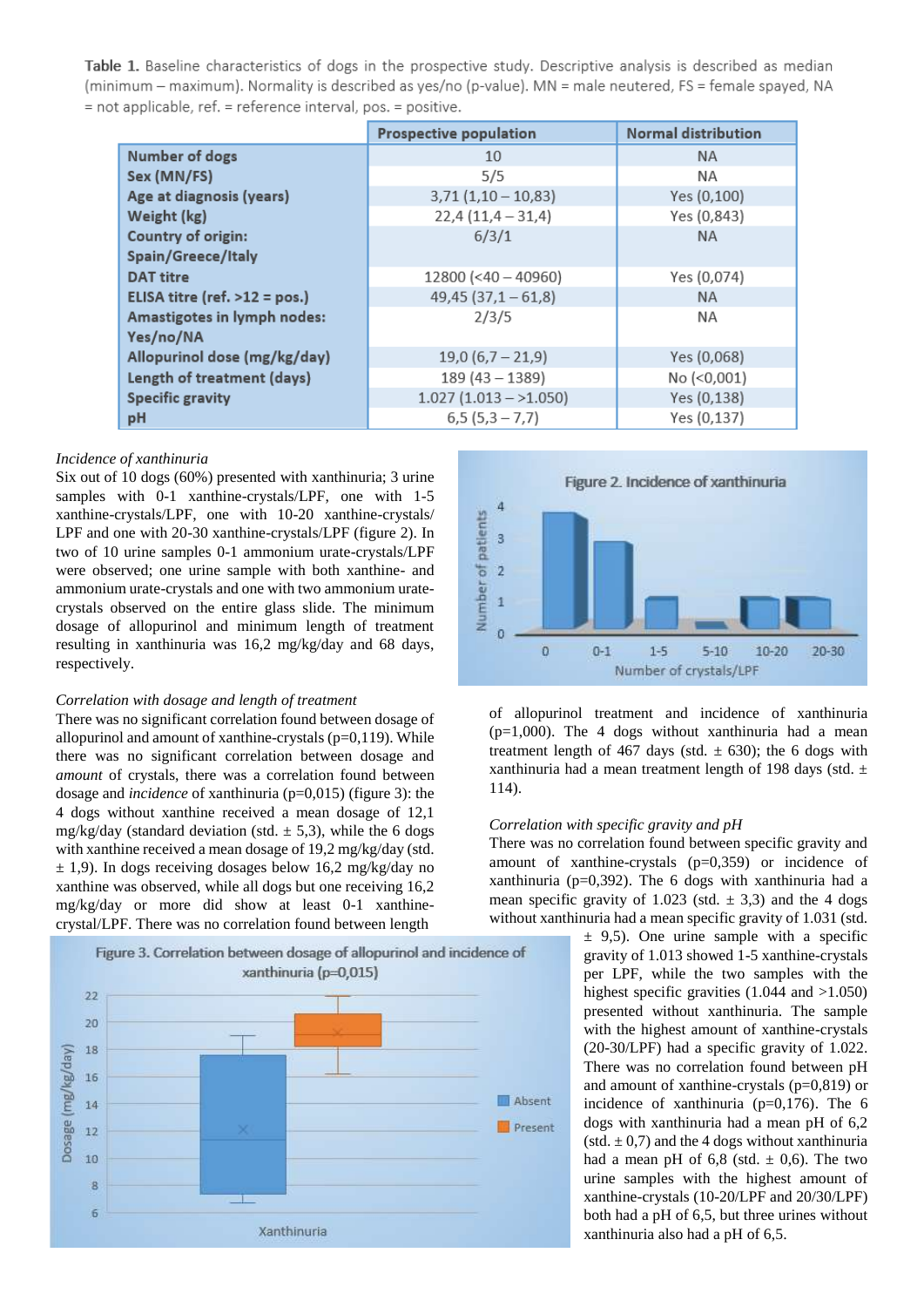**Table 1.** Baseline characteristics of dogs in the prospective study. Descriptive analysis is described as median (minimum – maximum). Normality is described as yes/no (p-value). MN = male neutered, FS = female spayed, NA = not applicable, ref. = reference interval, pos. = positive.

| | Prospective population | Normal distribution |
|---|---|---|
| **Number of dogs** | 10 | NA |
| **Sex (MN/FS)** | 5/5 | NA |
| **Age at diagnosis (years)** | 3,71 (1,10 – 10,83) | Yes (0,100) |
| **Weight (kg)** | 22,4 (11,4 – 31,4) | Yes (0,843) |
| **Country of origin: Spain/Greece/Italy** | 6/3/1 | NA |
| **DAT titre** | 12800 (<40 – 40960) | Yes (0,074) |
| **ELISA titre (ref. >12 = pos.)** | 49,45 (37,1 – 61,8) | NA |
| **Amastigotes in lymph nodes: Yes/no/NA** | 2/3/5 | NA |
| **Allopurinol dose (mg/kg/day)** | 19,0 (6,7 – 21,9) | Yes (0,068) |
| **Length of treatment (days)** | 189 (43 – 1389) | No (<0,001) |
| **Specific gravity** | 1.027 (1.013 – >1.050) | Yes (0,138) |
| **pH** | 6,5 (5,3 – 7,7) | Yes (0,137) |

*Incidence of xanthinuria*

Six out of 10 dogs (60%) presented with xanthinuria; 3 urine samples with 0-1 xanthine-crystals/LPF, one with 1-5 xanthine-crystals/LPF, one with 10-20 xanthine-crystals/ LPF and one with 20-30 xanthine-crystals/LPF (figure 2). In two of 10 urine samples 0-1 ammonium urate-crystals/LPF were observed; one urine sample with both xanthine- and ammonium urate-crystals and one with two ammonium urate-crystals observed on the entire glass slide. The minimum dosage of allopurinol and minimum length of treatment resulting in xanthinuria was 16,2 mg/kg/day and 68 days, respectively.

Figure 2. Incidence of xanthinuria

*Correlation with dosage and length of treatment*

There was no significant correlation found between dosage of allopurinol and amount of xanthine-crystals (p=0,119). While there was no significant correlation between dosage and *amount* of crystals, there was a correlation found between dosage and *incidence* of xanthinuria (p=0,015) (figure 3): the 4 dogs without xanthine received a mean dosage of 12,1 mg/kg/day (standard deviation (std. ± 5,3), while the 6 dogs with xanthine received a mean dosage of 19,2 mg/kg/day (std. ± 1,9). In dogs receiving dosages below 16,2 mg/kg/day no xanthine was observed, while all dogs but one receiving 16,2 mg/kg/day or more did show at least 0-1 xanthine-crystal/LPF. There was no correlation found between length of allopurinol treatment and incidence of xanthinuria (p=1,000). The 4 dogs without xanthinuria had a mean treatment length of 467 days (std. ± 630); the 6 dogs with xanthinuria had a mean treatment length of 198 days (std. ± 114).

Figure 3. Correlation between dosage of allopurinol and incidence of xanthinuria (p=0,015)

*Correlation with specific gravity and pH*

There was no correlation found between specific gravity and amount of xanthine-crystals (p=0,359) or incidence of xanthinuria (p=0,392). The 6 dogs with xanthinuria had a mean specific gravity of 1.023 (std. ± 3,3) and the 4 dogs without xanthinuria had a mean specific gravity of 1.031 (std. ± 9,5). One urine sample with a specific gravity of 1.013 showed 1-5 xanthine-crystals per LPF, while the two samples with the highest specific gravities (1.044 and >1.050) presented without xanthinuria. The sample with the highest amount of xanthine-crystals (20-30/LPF) had a specific gravity of 1.022. There was no correlation found between pH and amount of xanthine-crystals (p=0,819) or incidence of xanthinuria (p=0,176). The 6 dogs with xanthinuria had a mean pH of 6,2 (std. ± 0,7) and the 4 dogs without xanthinuria had a mean pH of 6,8 (std. ± 0,6). The two urine samples with the highest amount of xanthine-crystals (10-20/LPF and 20/30/LPF) both had a pH of 6,5, but three urines without xanthinuria also had a pH of 6,5.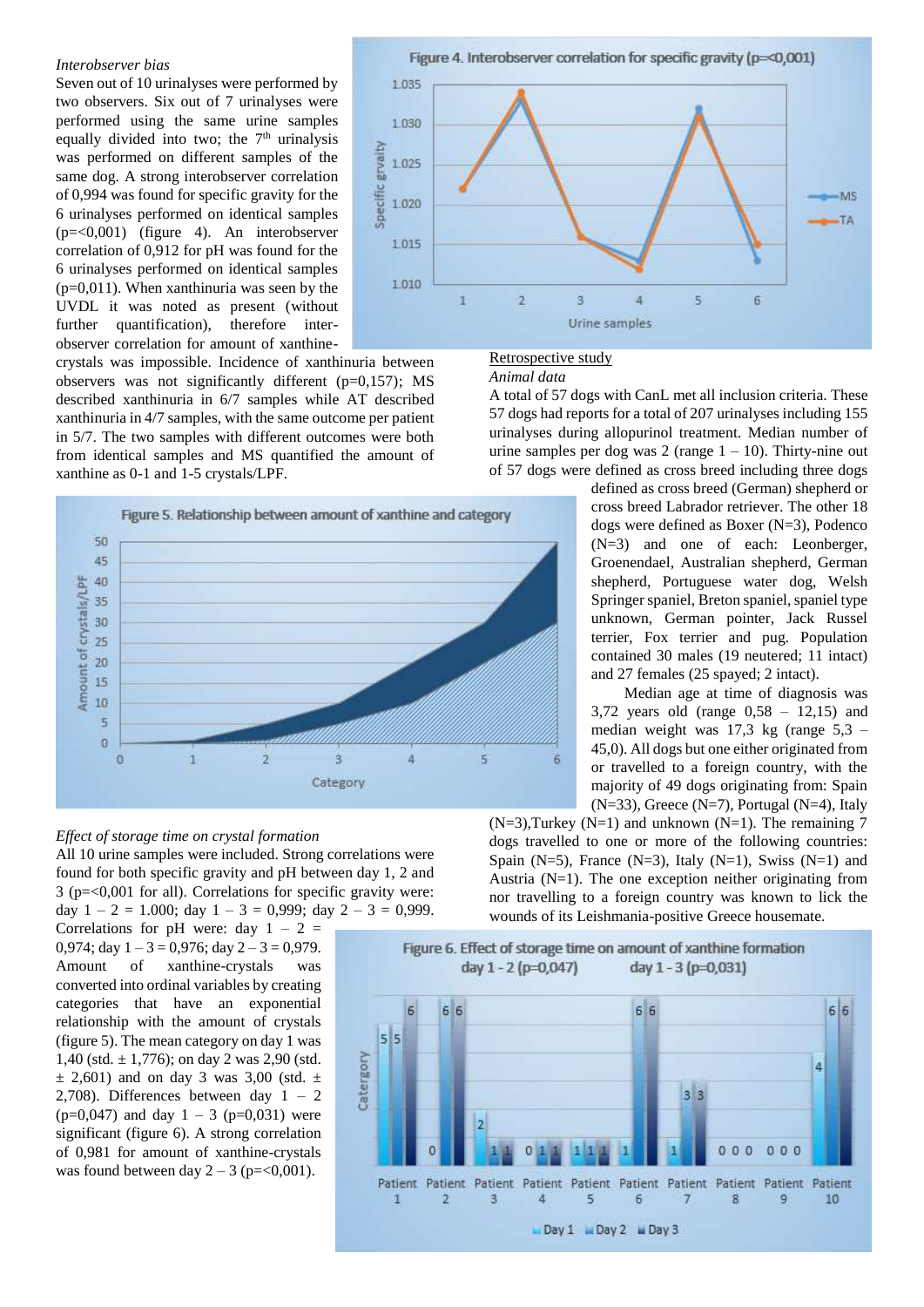*Interobserver bias*

Seven out of 10 urinalyses were performed by two observers. Six out of 7 urinalyses were performed using the same urine samples equally divided into two; the 7[th] urinalysis was performed on different samples of the same dog. A strong interobserver correlation of 0,994 was found for specific gravity for the 6 urinalyses performed on identical samples (p=<0,001) (figure 4). An interobserver correlation of 0,912 for pH was found for the 6 urinalyses performed on identical samples (p=0,011). When xanthinuria was seen by the UVDL it was noted as present (without further quantification), therefore inter-observer correlation for amount of xanthine-crystals was impossible. Incidence of xanthinuria between observers was not significantly different (p=0,157); MS described xanthinuria in 6/7 samples while AT described xanthinuria in 4/7 samples, with the same outcome per patient in 5/7. The two samples with different outcomes were both from identical samples and MS quantified the amount of xanthine as 0-1 and 1-5 crystals/LPF.

Figure 4. Interobserver correlation for specific gravity (p=<0,001)

*Effect of storage time on crystal formation*

All 10 urine samples were included. Strong correlations were found for both specific gravity and pH between day 1, 2 and 3 (p=<0,001 for all). Correlations for specific gravity were: day 1 – 2 = 1.000; day 1 – 3 = 0,999; day 2 – 3 = 0,999. Correlations for pH were: day 1 – 2 = 0,974; day 1 – 3 = 0,976; day 2 – 3 = 0,979. Amount of xanthine-crystals was converted into ordinal variables by creating categories that have an exponential relationship with the amount of crystals (figure 5). The mean category on day 1 was 1,40 (std. ± 1,776); on day 2 was 2,90 (std. ± 2,601) and on day 3 was 3,00 (std. ± 2,708). Differences between day 1 – 2 (p=0,047) and day 1 – 3 (p=0,031) were significant (figure 6). A strong correlation of 0,981 for amount of xanthine-crystals was found between day 2 – 3 (p=<0,001).

Figure 5. Relationship between amount of xanthine and category

Retrospective study

*Animal data*

A total of 57 dogs with CanL met all inclusion criteria. These 57 dogs had reports for a total of 207 urinalyses including 155 urinalyses during allopurinol treatment. Median number of urine samples per dog was 2 (range 1 – 10). Thirty-nine out of 57 dogs were defined as cross breed including three dogs defined as cross breed (German) shepherd or cross breed Labrador retriever. The other 18 dogs were defined as Boxer (N=3), Podenco (N=3) and one of each: Leonberger, Groenendael, Australian shepherd, German shepherd, Portuguese water dog, Welsh Springer spaniel, Breton spaniel, spaniel type unknown, German pointer, Jack Russel terrier, Fox terrier and pug. Population contained 30 males (19 neutered; 11 intact) and 27 females (25 spayed; 2 intact).

Median age at time of diagnosis was 3,72 years old (range 0,58 – 12,15) and median weight was 17,3 kg (range 5,3 – 45,0). All dogs but one either originated from or travelled to a foreign country, with the majority of 49 dogs originating from: Spain (N=33), Greece (N=7), Portugal (N=4), Italy (N=3),Turkey (N=1) and unknown (N=1). The remaining 7 dogs travelled to one or more of the following countries: Spain (N=5), France (N=3), Italy (N=1), Swiss (N=1) and Austria (N=1). The one exception neither originating from nor travelling to a foreign country was known to lick the wounds of its Leishmania-positive Greece housemate.

Figure 6. Effect of storage time on amount of xanthine formation day 1 - 2 (p=0,047) day 1 - 3 (p=0,031)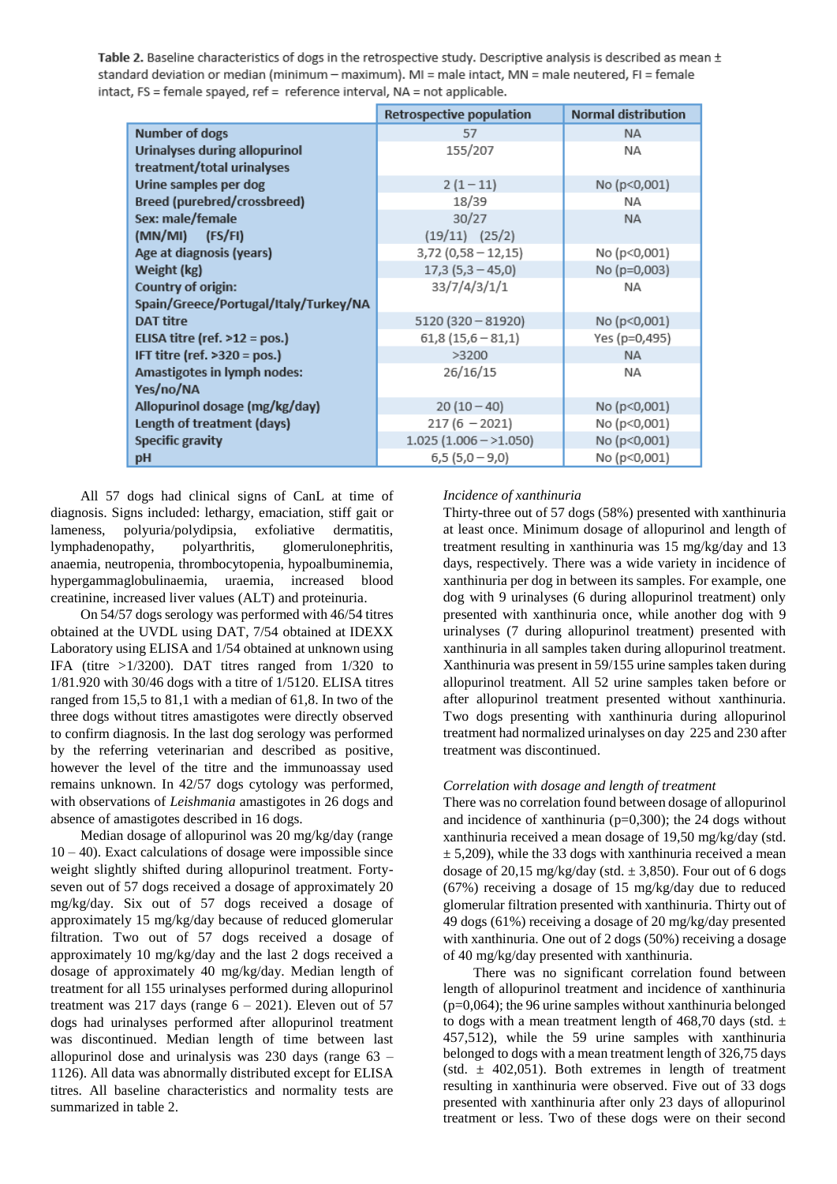**Table 2.** Baseline characteristics of dogs in the retrospective study. Descriptive analysis is described as mean ± standard deviation or median (minimum – maximum). MI = male intact, MN = male neutered, FI = female intact, FS = female spayed, ref = reference interval, NA = not applicable.

| | Retrospective population | Normal distribution |
|---|---|---|
| Number of dogs | 57 | NA |
| Urinalyses during allopurinol treatment/total urinalyses | 155/207 | NA |
| Urine samples per dog | 2 (1 – 11) | No (p<0,001) |
| Breed (purebred/crossbreed) | 18/39 | NA |
| Sex: male/female (MN/MI) (FS/FI) | 30/27 (19/11) (25/2) | NA |
| Age at diagnosis (years) | 3,72 (0,58 – 12,15) | No (p<0,001) |
| Weight (kg) | 17,3 (5,3 – 45,0) | No (p=0,003) |
| Country of origin: Spain/Greece/Portugal/Italy/Turkey/NA | 33/7/4/3/1/1 | NA |
| DAT titre | 5120 (320 – 81920) | No (p<0,001) |
| ELISA titre (ref. >12 = pos.) | 61,8 (15,6 – 81,1) | Yes (p=0,495) |
| IFT titre (ref. >320 = pos.) | >3200 | NA |
| Amastigotes in lymph nodes: Yes/no/NA | 26/16/15 | NA |
| Allopurinol dosage (mg/kg/day) | 20 (10 – 40) | No (p<0,001) |
| Length of treatment (days) | 217 (6 – 2021) | No (p<0,001) |
| Specific gravity | 1.025 (1.006 – >1.050) | No (p<0,001) |
| pH | 6,5 (5,0 – 9,0) | No (p<0,001) |

All 57 dogs had clinical signs of CanL at time of diagnosis. Signs included: lethargy, emaciation, stiff gait or lameness, polyuria/polydipsia, exfoliative dermatitis, lymphadenopathy, polyarthritis, glomerulonephritis, anaemia, neutropenia, thrombocytopenia, hypoalbuminemia, hypergammaglobulinaemia, uraemia, increased blood creatinine, increased liver values (ALT) and proteinuria.

On 54/57 dogs serology was performed with 46/54 titres obtained at the UVDL using DAT, 7/54 obtained at IDEXX Laboratory using ELISA and 1/54 obtained at unknown using IFA (titre >1/3200). DAT titres ranged from 1/320 to 1/81.920 with 30/46 dogs with a titre of 1/5120. ELISA titres ranged from 15,5 to 81,1 with a median of 61,8. In two of the three dogs without titres amastigotes were directly observed to confirm diagnosis. In the last dog serology was performed by the referring veterinarian and described as positive, however the level of the titre and the immunoassay used remains unknown. In 42/57 dogs cytology was performed, with observations of *Leishmania* amastigotes in 26 dogs and absence of amastigotes described in 16 dogs.

Median dosage of allopurinol was 20 mg/kg/day (range 10 – 40). Exact calculations of dosage were impossible since weight slightly shifted during allopurinol treatment. Forty-seven out of 57 dogs received a dosage of approximately 20 mg/kg/day. Six out of 57 dogs received a dosage of approximately 15 mg/kg/day because of reduced glomerular filtration. Two out of 57 dogs received a dosage of approximately 10 mg/kg/day and the last 2 dogs received a dosage of approximately 40 mg/kg/day. Median length of treatment for all 155 urinalyses performed during allopurinol treatment was 217 days (range 6 – 2021). Eleven out of 57 dogs had urinalyses performed after allopurinol treatment was discontinued. Median length of time between last allopurinol dose and urinalysis was 230 days (range 63 – 1126). All data was abnormally distributed except for ELISA titres. All baseline characteristics and normality tests are summarized in table 2.

*Incidence of xanthinuria*

Thirty-three out of 57 dogs (58%) presented with xanthinuria at least once. Minimum dosage of allopurinol and length of treatment resulting in xanthinuria was 15 mg/kg/day and 13 days, respectively. There was a wide variety in incidence of xanthinuria per dog in between its samples. For example, one dog with 9 urinalyses (6 during allopurinol treatment) only presented with xanthinuria once, while another dog with 9 urinalyses (7 during allopurinol treatment) presented with xanthinuria in all samples taken during allopurinol treatment. Xanthinuria was present in 59/155 urine samples taken during allopurinol treatment. All 52 urine samples taken before or after allopurinol treatment presented without xanthinuria. Two dogs presenting with xanthinuria during allopurinol treatment had normalized urinalyses on day 225 and 230 after treatment was discontinued.

*Correlation with dosage and length of treatment*

There was no correlation found between dosage of allopurinol and incidence of xanthinuria (p=0,300); the 24 dogs without xanthinuria received a mean dosage of 19,50 mg/kg/day (std. ± 5,209), while the 33 dogs with xanthinuria received a mean dosage of 20,15 mg/kg/day (std. ± 3,850). Four out of 6 dogs (67%) receiving a dosage of 15 mg/kg/day due to reduced glomerular filtration presented with xanthinuria. Thirty out of 49 dogs (61%) receiving a dosage of 20 mg/kg/day presented with xanthinuria. One out of 2 dogs (50%) receiving a dosage of 40 mg/kg/day presented with xanthinuria.

There was no significant correlation found between length of allopurinol treatment and incidence of xanthinuria (p=0,064); the 96 urine samples without xanthinuria belonged to dogs with a mean treatment length of 468,70 days (std. ± 457,512), while the 59 urine samples with xanthinuria belonged to dogs with a mean treatment length of 326,75 days (std. ± 402,051). Both extremes in length of treatment resulting in xanthinuria were observed. Five out of 33 dogs presented with xanthinuria after only 23 days of allopurinol treatment or less. Two of these dogs were on their second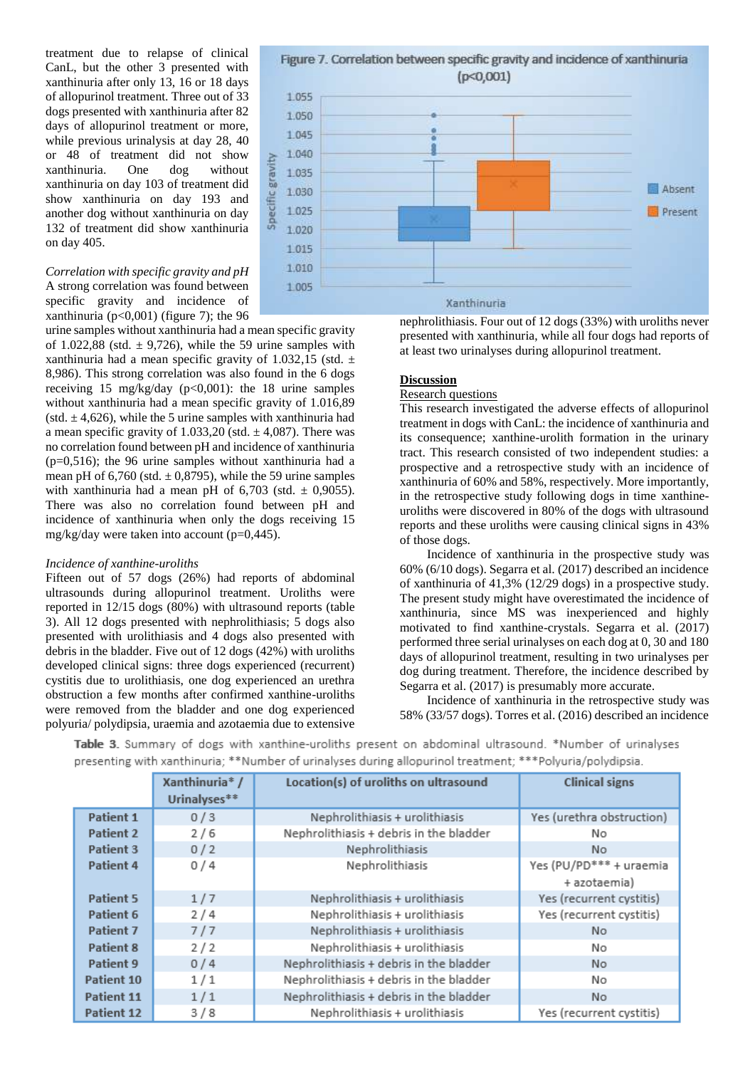treatment due to relapse of clinical CanL, but the other 3 presented with xanthinuria after only 13, 16 or 18 days of allopurinol treatment. Three out of 33 dogs presented with xanthinuria after 82 days of allopurinol treatment or more, while previous urinalysis at day 28, 40 or 48 of treatment did not show xanthinuria. One dog without xanthinuria on day 103 of treatment did show xanthinuria on day 193 and another dog without xanthinuria on day 132 of treatment did show xanthinuria on day 405.

*Correlation with specific gravity and pH*

A strong correlation was found between specific gravity and incidence of xanthinuria ($p<0{,}001$) (figure 7); the 96 urine samples without xanthinuria had a mean specific gravity of 1.022,88 (std. ± 9,726), while the 59 urine samples with xanthinuria had a mean specific gravity of 1.032,15 (std. ± 8,986). This strong correlation was also found in the 6 dogs receiving 15 mg/kg/day ($p<0{,}001$): the 18 urine samples without xanthinuria had a mean specific gravity of 1.016,89 (std. ± 4,626), while the 5 urine samples with xanthinuria had a mean specific gravity of 1.033,20 (std. ± 4,087). There was no correlation found between pH and incidence of xanthinuria ($p=0{,}516$); the 96 urine samples without xanthinuria had a mean pH of 6,760 (std. ± 0,8795), while the 59 urine samples with xanthinuria had a mean pH of 6,703 (std. ± 0,9055). There was also no correlation found between pH and incidence of xanthinuria when only the dogs receiving 15 mg/kg/day were taken into account ($p=0{,}445$).

Figure 7. Correlation between specific gravity and incidence of xanthinuria ($p<0{,}001$)

*Incidence of xanthine-uroliths*

Fifteen out of 57 dogs (26%) had reports of abdominal ultrasounds during allopurinol treatment. Uroliths were reported in 12/15 dogs (80%) with ultrasound reports (table 3). All 12 dogs presented with nephrolithiasis; 5 dogs also presented with urolithiasis and 4 dogs also presented with debris in the bladder. Five out of 12 dogs (42%) with uroliths developed clinical signs: three dogs experienced (recurrent) cystitis due to urolithiasis, one dog experienced an urethra obstruction a few months after confirmed xanthine-uroliths were removed from the bladder and one dog experienced polyuria/ polydipsia, uraemia and azotaemia due to extensive nephrolithiasis. Four out of 12 dogs (33%) with uroliths never presented with xanthinuria, while all four dogs had reports of at least two urinalyses during allopurinol treatment.

## Discussion

### Research questions

This research investigated the adverse effects of allopurinol treatment in dogs with CanL: the incidence of xanthinuria and its consequence; xanthine-urolith formation in the urinary tract. This research consisted of two independent studies: a prospective and a retrospective study with an incidence of xanthinuria of 60% and 58%, respectively. More importantly, in the retrospective study following dogs in time xanthine-uroliths were discovered in 80% of the dogs with ultrasound reports and these uroliths were causing clinical signs in 43% of those dogs.

Incidence of xanthinuria in the prospective study was 60% (6/10 dogs). Segarra et al. (2017) described an incidence of xanthinuria of 41,3% (12/29 dogs) in a prospective study. The present study might have overestimated the incidence of xanthinuria, since MS was inexperienced and highly motivated to find xanthine-crystals. Segarra et al. (2017) performed three serial urinalyses on each dog at 0, 30 and 180 days of allopurinol treatment, resulting in two urinalyses per dog during treatment. Therefore, the incidence described by Segarra et al. (2017) is presumably more accurate.

Incidence of xanthinuria in the retrospective study was 58% (33/57 dogs). Torres et al. (2016) described an incidence

**Table 3.** Summary of dogs with xanthine-uroliths present on abdominal ultrasound. *Number of urinalyses presenting with xanthinuria; **Number of urinalyses during allopurinol treatment; ***Polyuria/polydipsia.

| | Xanthinuria* / Urinalyses** | Location(s) of uroliths on ultrasound | Clinical signs |
|---|---|---|---|
| **Patient 1** | 0 / 3 | Nephrolithiasis + urolithiasis | Yes (urethra obstruction) |
| **Patient 2** | 2 / 6 | Nephrolithiasis + debris in the bladder | No |
| **Patient 3** | 0 / 2 | Nephrolithiasis | No |
| **Patient 4** | 0 / 4 | Nephrolithiasis | Yes (PU/PD*** + uraemia + azotaemia) |
| **Patient 5** | 1 / 7 | Nephrolithiasis + urolithiasis | Yes (recurrent cystitis) |
| **Patient 6** | 2 / 4 | Nephrolithiasis + urolithiasis | Yes (recurrent cystitis) |
| **Patient 7** | 7 / 7 | Nephrolithiasis + urolithiasis | No |
| **Patient 8** | 2 / 2 | Nephrolithiasis + urolithiasis | No |
| **Patient 9** | 0 / 4 | Nephrolithiasis + debris in the bladder | No |
| **Patient 10** | 1 / 1 | Nephrolithiasis + debris in the bladder | No |
| **Patient 11** | 1 / 1 | Nephrolithiasis + debris in the bladder | No |
| **Patient 12** | 3 / 8 | Nephrolithiasis + urolithiasis | Yes (recurrent cystitis) |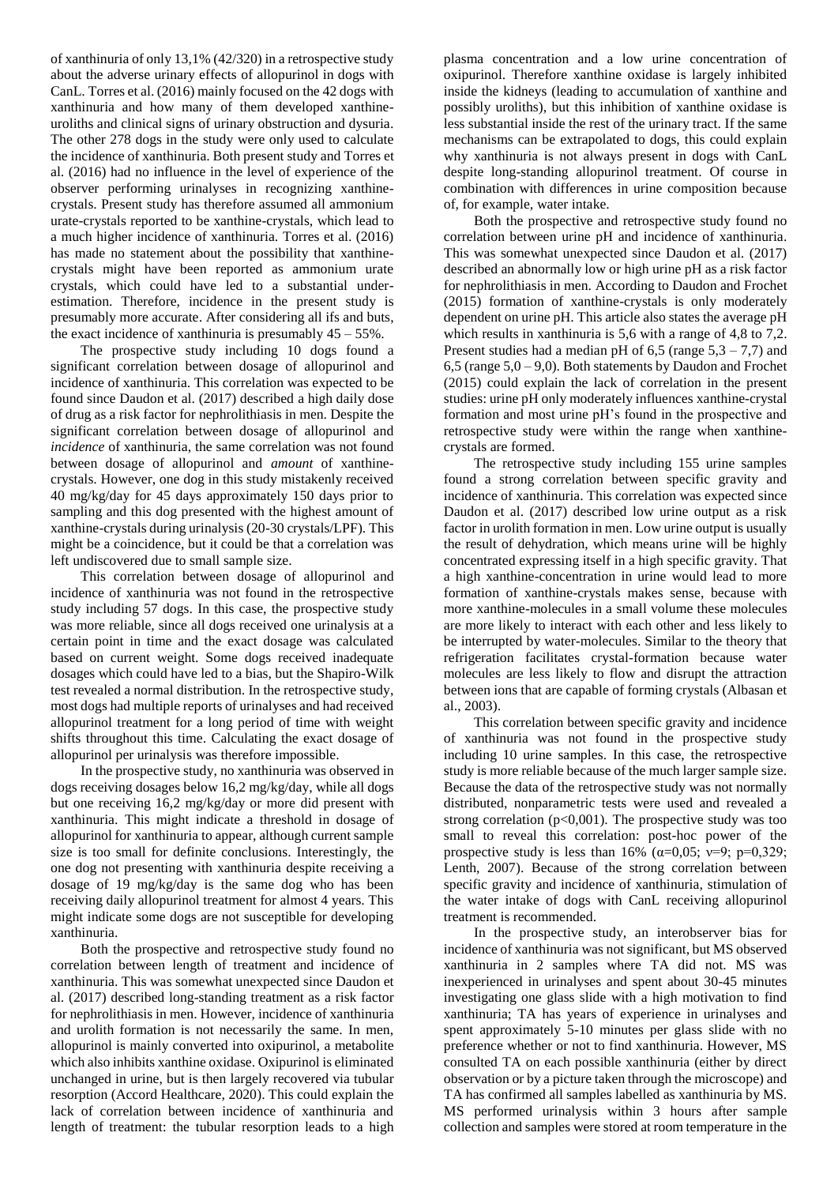of xanthinuria of only 13,1% (42/320) in a retrospective study about the adverse urinary effects of allopurinol in dogs with CanL. Torres et al. (2016) mainly focused on the 42 dogs with xanthinuria and how many of them developed xanthine-uroliths and clinical signs of urinary obstruction and dysuria. The other 278 dogs in the study were only used to calculate the incidence of xanthinuria. Both present study and Torres et al. (2016) had no influence in the level of experience of the observer performing urinalyses in recognizing xanthine-crystals. Present study has therefore assumed all ammonium urate-crystals reported to be xanthine-crystals, which lead to a much higher incidence of xanthinuria. Torres et al. (2016) has made no statement about the possibility that xanthine-crystals might have been reported as ammonium urate crystals, which could have led to a substantial under-estimation. Therefore, incidence in the present study is presumably more accurate. After considering all ifs and buts, the exact incidence of xanthinuria is presumably 45 – 55%.

The prospective study including 10 dogs found a significant correlation between dosage of allopurinol and incidence of xanthinuria. This correlation was expected to be found since Daudon et al. (2017) described a high daily dose of drug as a risk factor for nephrolithiasis in men. Despite the significant correlation between dosage of allopurinol and *incidence* of xanthinuria, the same correlation was not found between dosage of allopurinol and *amount* of xanthine-crystals. However, one dog in this study mistakenly received 40 mg/kg/day for 45 days approximately 150 days prior to sampling and this dog presented with the highest amount of xanthine-crystals during urinalysis (20-30 crystals/LPF). This might be a coincidence, but it could be that a correlation was left undiscovered due to small sample size.

This correlation between dosage of allopurinol and incidence of xanthinuria was not found in the retrospective study including 57 dogs. In this case, the prospective study was more reliable, since all dogs received one urinalysis at a certain point in time and the exact dosage was calculated based on current weight. Some dogs received inadequate dosages which could have led to a bias, but the Shapiro-Wilk test revealed a normal distribution. In the retrospective study, most dogs had multiple reports of urinalyses and had received allopurinol treatment for a long period of time with weight shifts throughout this time. Calculating the exact dosage of allopurinol per urinalysis was therefore impossible.

In the prospective study, no xanthinuria was observed in dogs receiving dosages below 16,2 mg/kg/day, while all dogs but one receiving 16,2 mg/kg/day or more did present with xanthinuria. This might indicate a threshold in dosage of allopurinol for xanthinuria to appear, although current sample size is too small for definite conclusions. Interestingly, the one dog not presenting with xanthinuria despite receiving a dosage of 19 mg/kg/day is the same dog who has been receiving daily allopurinol treatment for almost 4 years. This might indicate some dogs are not susceptible for developing xanthinuria.

Both the prospective and retrospective study found no correlation between length of treatment and incidence of xanthinuria. This was somewhat unexpected since Daudon et al. (2017) described long-standing treatment as a risk factor for nephrolithiasis in men. However, incidence of xanthinuria and urolith formation is not necessarily the same. In men, allopurinol is mainly converted into oxipurinol, a metabolite which also inhibits xanthine oxidase. Oxipurinol is eliminated unchanged in urine, but is then largely recovered via tubular resorption (Accord Healthcare, 2020). This could explain the lack of correlation between incidence of xanthinuria and length of treatment: the tubular resorption leads to a high plasma concentration and a low urine concentration of oxipurinol. Therefore xanthine oxidase is largely inhibited inside the kidneys (leading to accumulation of xanthine and possibly uroliths), but this inhibition of xanthine oxidase is less substantial inside the rest of the urinary tract. If the same mechanisms can be extrapolated to dogs, this could explain why xanthinuria is not always present in dogs with CanL despite long-standing allopurinol treatment. Of course in combination with differences in urine composition because of, for example, water intake.

Both the prospective and retrospective study found no correlation between urine pH and incidence of xanthinuria. This was somewhat unexpected since Daudon et al. (2017) described an abnormally low or high urine pH as a risk factor for nephrolithiasis in men. According to Daudon and Frochet (2015) formation of xanthine-crystals is only moderately dependent on urine pH. This article also states the average pH which results in xanthinuria is 5,6 with a range of 4,8 to 7,2. Present studies had a median pH of 6,5 (range 5,3 – 7,7) and 6,5 (range 5,0 – 9,0). Both statements by Daudon and Frochet (2015) could explain the lack of correlation in the present studies: urine pH only moderately influences xanthine-crystal formation and most urine pH's found in the prospective and retrospective study were within the range when xanthine-crystals are formed.

The retrospective study including 155 urine samples found a strong correlation between specific gravity and incidence of xanthinuria. This correlation was expected since Daudon et al. (2017) described low urine output as a risk factor in urolith formation in men. Low urine output is usually the result of dehydration, which means urine will be highly concentrated expressing itself in a high specific gravity. That a high xanthine-concentration in urine would lead to more formation of xanthine-crystals makes sense, because with more xanthine-molecules in a small volume these molecules are more likely to interact with each other and less likely to be interrupted by water-molecules. Similar to the theory that refrigeration facilitates crystal-formation because water molecules are less likely to flow and disrupt the attraction between ions that are capable of forming crystals (Albasan et al., 2003).

This correlation between specific gravity and incidence of xanthinuria was not found in the prospective study including 10 urine samples. In this case, the retrospective study is more reliable because of the much larger sample size. Because the data of the retrospective study was not normally distributed, nonparametric tests were used and revealed a strong correlation ($p<0{,}001$). The prospective study was too small to reveal this correlation: post-hoc power of the prospective study is less than 16% ($\alpha=0{,}05$; $\nu=9$; $p=0{,}329$; Lenth, 2007). Because of the strong correlation between specific gravity and incidence of xanthinuria, stimulation of the water intake of dogs with CanL receiving allopurinol treatment is recommended.

In the prospective study, an interobserver bias for incidence of xanthinuria was not significant, but MS observed xanthinuria in 2 samples where TA did not. MS was inexperienced in urinalyses and spent about 30-45 minutes investigating one glass slide with a high motivation to find xanthinuria; TA has years of experience in urinalyses and spent approximately 5-10 minutes per glass slide with no preference whether or not to find xanthinuria. However, MS consulted TA on each possible xanthinuria (either by direct observation or by a picture taken through the microscope) and TA has confirmed all samples labelled as xanthinuria by MS. MS performed urinalysis within 3 hours after sample collection and samples were stored at room temperature in the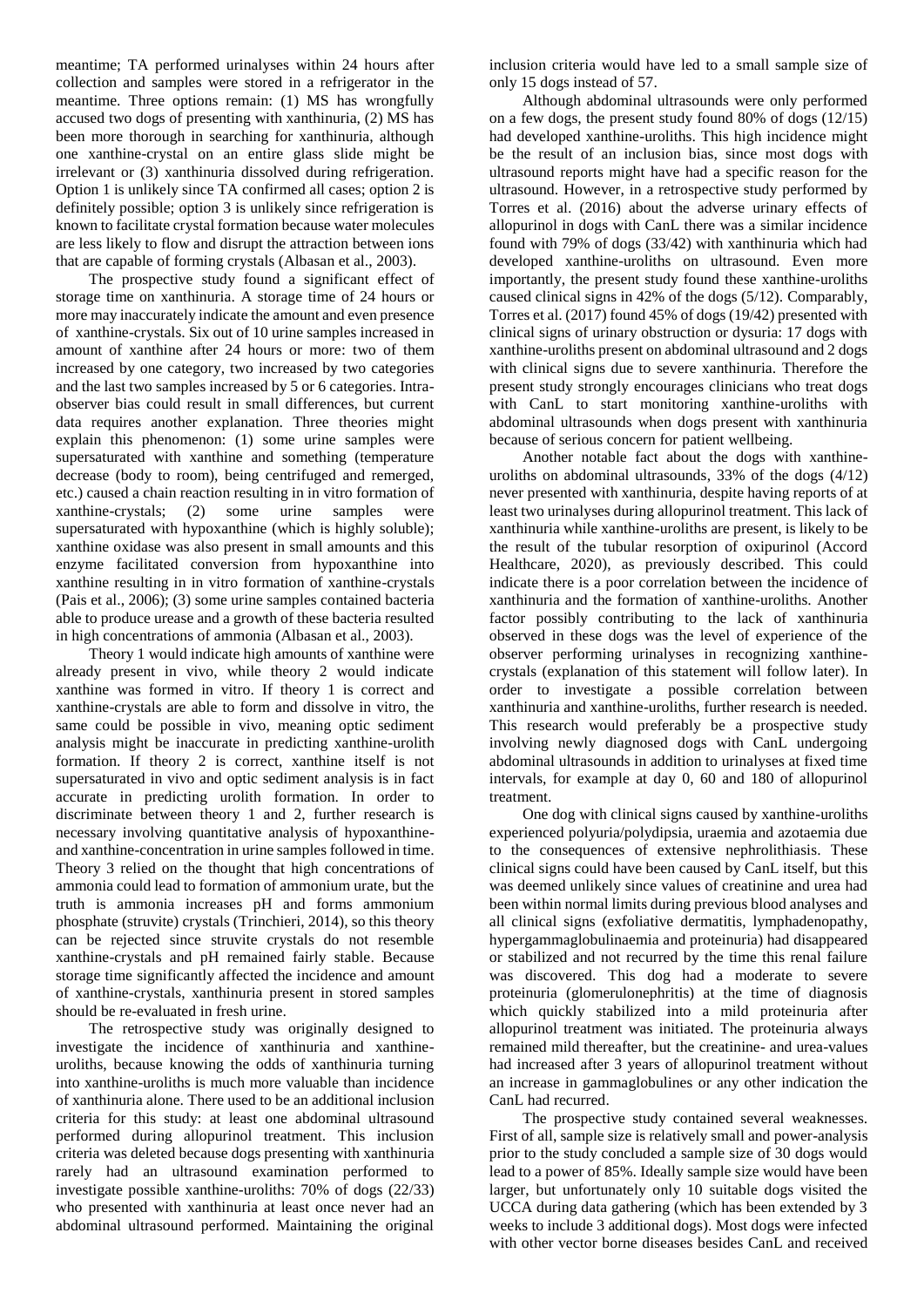meantime; TA performed urinalyses within 24 hours after collection and samples were stored in a refrigerator in the meantime. Three options remain: (1) MS has wrongfully accused two dogs of presenting with xanthinuria, (2) MS has been more thorough in searching for xanthinuria, although one xanthine-crystal on an entire glass slide might be irrelevant or (3) xanthinuria dissolved during refrigeration. Option 1 is unlikely since TA confirmed all cases; option 2 is definitely possible; option 3 is unlikely since refrigeration is known to facilitate crystal formation because water molecules are less likely to flow and disrupt the attraction between ions that are capable of forming crystals (Albasan et al., 2003).

The prospective study found a significant effect of storage time on xanthinuria. A storage time of 24 hours or more may inaccurately indicate the amount and even presence of xanthine-crystals. Six out of 10 urine samples increased in amount of xanthine after 24 hours or more: two of them increased by one category, two increased by two categories and the last two samples increased by 5 or 6 categories. Intra-observer bias could result in small differences, but current data requires another explanation. Three theories might explain this phenomenon: (1) some urine samples were supersaturated with xanthine and something (temperature decrease (body to room), being centrifuged and remerged, etc.) caused a chain reaction resulting in in vitro formation of xanthine-crystals; (2) some urine samples were supersaturated with hypoxanthine (which is highly soluble); xanthine oxidase was also present in small amounts and this enzyme facilitated conversion from hypoxanthine into xanthine resulting in in vitro formation of xanthine-crystals (Pais et al., 2006); (3) some urine samples contained bacteria able to produce urease and a growth of these bacteria resulted in high concentrations of ammonia (Albasan et al., 2003).

Theory 1 would indicate high amounts of xanthine were already present in vivo, while theory 2 would indicate xanthine was formed in vitro. If theory 1 is correct and xanthine-crystals are able to form and dissolve in vitro, the same could be possible in vivo, meaning optic sediment analysis might be inaccurate in predicting xanthine-urolith formation. If theory 2 is correct, xanthine itself is not supersaturated in vivo and optic sediment analysis is in fact accurate in predicting urolith formation. In order to discriminate between theory 1 and 2, further research is necessary involving quantitative analysis of hypoxanthine- and xanthine-concentration in urine samples followed in time. Theory 3 relied on the thought that high concentrations of ammonia could lead to formation of ammonium urate, but the truth is ammonia increases pH and forms ammonium phosphate (struvite) crystals (Trinchieri, 2014), so this theory can be rejected since struvite crystals do not resemble xanthine-crystals and pH remained fairly stable. Because storage time significantly affected the incidence and amount of xanthine-crystals, xanthinuria present in stored samples should be re-evaluated in fresh urine.

The retrospective study was originally designed to investigate the incidence of xanthinuria and xanthine-uroliths, because knowing the odds of xanthinuria turning into xanthine-uroliths is much more valuable than incidence of xanthinuria alone. There used to be an additional inclusion criteria for this study: at least one abdominal ultrasound performed during allopurinol treatment. This inclusion criteria was deleted because dogs presenting with xanthinuria rarely had an ultrasound examination performed to investigate possible xanthine-uroliths: 70% of dogs (22/33) who presented with xanthinuria at least once never had an abdominal ultrasound performed. Maintaining the original inclusion criteria would have led to a small sample size of only 15 dogs instead of 57.

Although abdominal ultrasounds were only performed on a few dogs, the present study found 80% of dogs (12/15) had developed xanthine-uroliths. This high incidence might be the result of an inclusion bias, since most dogs with ultrasound reports might have had a specific reason for the ultrasound. However, in a retrospective study performed by Torres et al. (2016) about the adverse urinary effects of allopurinol in dogs with CanL there was a similar incidence found with 79% of dogs (33/42) with xanthinuria which had developed xanthine-uroliths on ultrasound. Even more importantly, the present study found these xanthine-uroliths caused clinical signs in 42% of the dogs (5/12). Comparably, Torres et al. (2017) found 45% of dogs (19/42) presented with clinical signs of urinary obstruction or dysuria: 17 dogs with xanthine-uroliths present on abdominal ultrasound and 2 dogs with clinical signs due to severe xanthinuria. Therefore the present study strongly encourages clinicians who treat dogs with CanL to start monitoring xanthine-uroliths with abdominal ultrasounds when dogs present with xanthinuria because of serious concern for patient wellbeing.

Another notable fact about the dogs with xanthine-uroliths on abdominal ultrasounds, 33% of the dogs (4/12) never presented with xanthinuria, despite having reports of at least two urinalyses during allopurinol treatment. This lack of xanthinuria while xanthine-uroliths are present, is likely to be the result of the tubular resorption of oxipurinol (Accord Healthcare, 2020), as previously described. This could indicate there is a poor correlation between the incidence of xanthinuria and the formation of xanthine-uroliths. Another factor possibly contributing to the lack of xanthinuria observed in these dogs was the level of experience of the observer performing urinalyses in recognizing xanthine-crystals (explanation of this statement will follow later). In order to investigate a possible correlation between xanthinuria and xanthine-uroliths, further research is needed. This research would preferably be a prospective study involving newly diagnosed dogs with CanL undergoing abdominal ultrasounds in addition to urinalyses at fixed time intervals, for example at day 0, 60 and 180 of allopurinol treatment.

One dog with clinical signs caused by xanthine-uroliths experienced polyuria/polydipsia, uraemia and azotaemia due to the consequences of extensive nephrolithiasis. These clinical signs could have been caused by CanL itself, but this was deemed unlikely since values of creatinine and urea had been within normal limits during previous blood analyses and all clinical signs (exfoliative dermatitis, lymphadenopathy, hypergammaglobulinaemia and proteinuria) had disappeared or stabilized and not recurred by the time this renal failure was discovered. This dog had a moderate to severe proteinuria (glomerulonephritis) at the time of diagnosis which quickly stabilized into a mild proteinuria after allopurinol treatment was initiated. The proteinuria always remained mild thereafter, but the creatinine- and urea-values had increased after 3 years of allopurinol treatment without an increase in gammaglobulines or any other indication the CanL had recurred.

The prospective study contained several weaknesses. First of all, sample size is relatively small and power-analysis prior to the study concluded a sample size of 30 dogs would lead to a power of 85%. Ideally sample size would have been larger, but unfortunately only 10 suitable dogs visited the UCCA during data gathering (which has been extended by 3 weeks to include 3 additional dogs). Most dogs were infected with other vector borne diseases besides CanL and received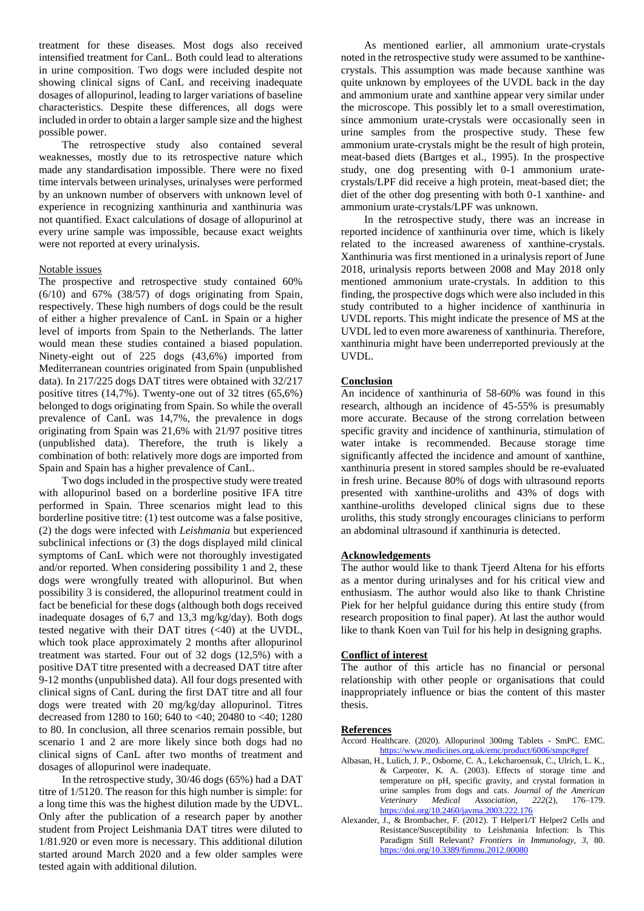treatment for these diseases. Most dogs also received intensified treatment for CanL. Both could lead to alterations in urine composition. Two dogs were included despite not showing clinical signs of CanL and receiving inadequate dosages of allopurinol, leading to larger variations of baseline characteristics. Despite these differences, all dogs were included in order to obtain a larger sample size and the highest possible power.

The retrospective study also contained several weaknesses, mostly due to its retrospective nature which made any standardisation impossible. There were no fixed time intervals between urinalyses, urinalyses were performed by an unknown number of observers with unknown level of experience in recognizing xanthinuria and xanthinuria was not quantified. Exact calculations of dosage of allopurinol at every urine sample was impossible, because exact weights were not reported at every urinalysis.

Notable issues

The prospective and retrospective study contained 60% (6/10) and 67% (38/57) of dogs originating from Spain, respectively. These high numbers of dogs could be the result of either a higher prevalence of CanL in Spain or a higher level of imports from Spain to the Netherlands. The latter would mean these studies contained a biased population. Ninety-eight out of 225 dogs (43,6%) imported from Mediterranean countries originated from Spain (unpublished data). In 217/225 dogs DAT titres were obtained with 32/217 positive titres (14,7%). Twenty-one out of 32 titres (65,6%) belonged to dogs originating from Spain. So while the overall prevalence of CanL was 14,7%, the prevalence in dogs originating from Spain was 21,6% with 21/97 positive titres (unpublished data). Therefore, the truth is likely a combination of both: relatively more dogs are imported from Spain and Spain has a higher prevalence of CanL.

Two dogs included in the prospective study were treated with allopurinol based on a borderline positive IFA titre performed in Spain. Three scenarios might lead to this borderline positive titre: (1) test outcome was a false positive, (2) the dogs were infected with *Leishmania* but experienced subclinical infections or (3) the dogs displayed mild clinical symptoms of CanL which were not thoroughly investigated and/or reported. When considering possibility 1 and 2, these dogs were wrongfully treated with allopurinol. But when possibility 3 is considered, the allopurinol treatment could in fact be beneficial for these dogs (although both dogs received inadequate dosages of 6,7 and 13,3 mg/kg/day). Both dogs tested negative with their DAT titres (<40) at the UVDL, which took place approximately 2 months after allopurinol treatment was started. Four out of 32 dogs (12,5%) with a positive DAT titre presented with a decreased DAT titre after 9-12 months (unpublished data). All four dogs presented with clinical signs of CanL during the first DAT titre and all four dogs were treated with 20 mg/kg/day allopurinol. Titres decreased from 1280 to 160; 640 to <40; 20480 to <40; 1280 to 80. In conclusion, all three scenarios remain possible, but scenario 1 and 2 are more likely since both dogs had no clinical signs of CanL after two months of treatment and dosages of allopurinol were inadequate.

In the retrospective study, 30/46 dogs (65%) had a DAT titre of 1/5120. The reason for this high number is simple: for a long time this was the highest dilution made by the UDVL. Only after the publication of a research paper by another student from Project Leishmania DAT titres were diluted to 1/81.920 or even more is necessary. This additional dilution started around March 2020 and a few older samples were tested again with additional dilution.

As mentioned earlier, all ammonium urate-crystals noted in the retrospective study were assumed to be xanthine-crystals. This assumption was made because xanthine was quite unknown by employees of the UVDL back in the day and ammonium urate and xanthine appear very similar under the microscope. This possibly let to a small overestimation, since ammonium urate-crystals were occasionally seen in urine samples from the prospective study. These few ammonium urate-crystals might be the result of high protein, meat-based diets (Bartges et al., 1995). In the prospective study, one dog presenting with 0-1 ammonium urate-crystals/LPF did receive a high protein, meat-based diet; the diet of the other dog presenting with both 0-1 xanthine- and ammonium urate-crystals/LPF was unknown.

In the retrospective study, there was an increase in reported incidence of xanthinuria over time, which is likely related to the increased awareness of xanthine-crystals. Xanthinuria was first mentioned in a urinalysis report of June 2018, urinalysis reports between 2008 and May 2018 only mentioned ammonium urate-crystals. In addition to this finding, the prospective dogs which were also included in this study contributed to a higher incidence of xanthinuria in UVDL reports. This might indicate the presence of MS at the UVDL led to even more awareness of xanthinuria. Therefore, xanthinuria might have been underreported previously at the UVDL.

## Conclusion

An incidence of xanthinuria of 58-60% was found in this research, although an incidence of 45-55% is presumably more accurate. Because of the strong correlation between specific gravity and incidence of xanthinuria, stimulation of water intake is recommended. Because storage time significantly affected the incidence and amount of xanthine, xanthinuria present in stored samples should be re-evaluated in fresh urine. Because 80% of dogs with ultrasound reports presented with xanthine-uroliths and 43% of dogs with xanthine-uroliths developed clinical signs due to these uroliths, this study strongly encourages clinicians to perform an abdominal ultrasound if xanthinuria is detected.

## Acknowledgements

The author would like to thank Tjeerd Altena for his efforts as a mentor during urinalyses and for his critical view and enthusiasm. The author would also like to thank Christine Piek for her helpful guidance during this entire study (from research proposition to final paper). At last the author would like to thank Koen van Tuil for his help in designing graphs.

## Conflict of interest

The author of this article has no financial or personal relationship with other people or organisations that could inappropriately influence or bias the content of this master thesis.

## References

Accord Healthcare. (2020). Allopurinol 300mg Tablets - SmPC. EMC. https://www.medicines.org.uk/emc/product/6006/smpc#gref

Albasan, H., Lulich, J. P., Osborne, C. A., Lekcharoensuk, C., Ulrich, L. K., & Carpenter, K. A. (2003). Effects of storage time and temperature on pH, specific gravity, and crystal formation in urine samples from dogs and cats. *Journal of the American Veterinary Medical Association*, *222*(2), 176–179. https://doi.org/10.2460/javma.2003.222.176

Alexander, J., & Brombacher, F. (2012). T Helper1/T Helper2 Cells and Resistance/Susceptibility to Leishmania Infection: Is This Paradigm Still Relevant? *Frontiers in Immunology*, *3*, 80. https://doi.org/10.3389/fimmu.2012.00080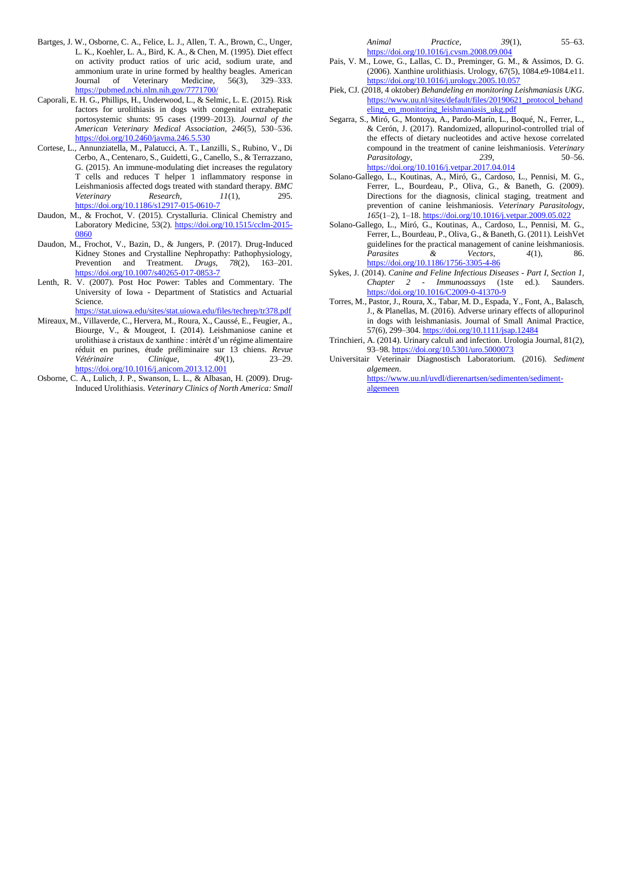Bartges, J. W., Osborne, C. A., Felice, L. J., Allen, T. A., Brown, C., Unger, L. K., Koehler, L. A., Bird, K. A., & Chen, M. (1995). Diet effect on activity product ratios of uric acid, sodium urate, and ammonium urate in urine formed by healthy beagles. American Journal of Veterinary Medicine, 56(3), 329–333. https://pubmed.ncbi.nlm.nih.gov/7771700/

Caporali, E. H. G., Phillips, H., Underwood, L., & Selmic, L. E. (2015). Risk factors for urolithiasis in dogs with congenital extrahepatic portosystemic shunts: 95 cases (1999–2013). *Journal of the American Veterinary Medical Association*, *246*(5), 530–536. https://doi.org/10.2460/javma.246.5.530

Cortese, L., Annunziatella, M., Palatucci, A. T., Lanzilli, S., Rubino, V., Di Cerbo, A., Centenaro, S., Guidetti, G., Canello, S., & Terrazzano, G. (2015). An immune-modulating diet increases the regulatory T cells and reduces T helper 1 inflammatory response in Leishmaniosis affected dogs treated with standard therapy. *BMC Veterinary Research*, *11*(1), 295. https://doi.org/10.1186/s12917-015-0610-7

Daudon, M., & Frochot, V. (2015). Crystalluria. Clinical Chemistry and Laboratory Medicine, 53(2). https://doi.org/10.1515/cclm-2015-0860

Daudon, M., Frochot, V., Bazin, D., & Jungers, P. (2017). Drug-Induced Kidney Stones and Crystalline Nephropathy: Pathophysiology, Prevention and Treatment. *Drugs*, *78*(2), 163–201. https://doi.org/10.1007/s40265-017-0853-7

Lenth, R. V. (2007). Post Hoc Power: Tables and Commentary. The University of Iowa - Department of Statistics and Actuarial Science. https://stat.uiowa.edu/sites/stat.uiowa.edu/files/techrep/tr378.pdf

Mireaux, M., Villaverde, C., Hervera, M., Roura, X., Caussé, E., Feugier, A., Biourge, V., & Mougeot, I. (2014). Leishmaniose canine et urolithiase à cristaux de xanthine : intérêt d'un régime alimentaire réduit en purines, étude préliminaire sur 13 chiens. *Revue Vétérinaire Clinique*, *49*(1), 23–29. https://doi.org/10.1016/j.anicom.2013.12.001

Osborne, C. A., Lulich, J. P., Swanson, L. L., & Albasan, H. (2009). Drug-Induced Urolithiasis. *Veterinary Clinics of North America: Small Animal Practice*, *39*(1), 55–63. https://doi.org/10.1016/j.cvsm.2008.09.004

Pais, V. M., Lowe, G., Lallas, C. D., Preminger, G. M., & Assimos, D. G. (2006). Xanthine urolithiasis. Urology, 67(5), 1084.e9-1084.e11. https://doi.org/10.1016/j.urology.2005.10.057

Piek, CJ. (2018, 4 oktober) *Behandeling en monitoring Leishmaniasis UKG*. https://www.uu.nl/sites/default/files/20190621_protocol_behandeling_en_monitoring_leishmaniasis_ukg.pdf

Segarra, S., Miró, G., Montoya, A., Pardo-Marín, L., Boqué, N., Ferrer, L., & Cerón, J. (2017). Randomized, allopurinol-controlled trial of the effects of dietary nucleotides and active hexose correlated compound in the treatment of canine leishmaniosis. *Veterinary Parasitology*, *239*, 50–56. https://doi.org/10.1016/j.vetpar.2017.04.014

Solano-Gallego, L., Koutinas, A., Miró, G., Cardoso, L., Pennisi, M. G., Ferrer, L., Bourdeau, P., Oliva, G., & Baneth, G. (2009). Directions for the diagnosis, clinical staging, treatment and prevention of canine leishmaniosis. *Veterinary Parasitology*, *165*(1–2), 1–18. https://doi.org/10.1016/j.vetpar.2009.05.022

Solano-Gallego, L., Miró, G., Koutinas, A., Cardoso, L., Pennisi, M. G., Ferrer, L., Bourdeau, P., Oliva, G., & Baneth, G. (2011). LeishVet guidelines for the practical management of canine leishmaniosis. *Parasites & Vectors*, *4*(1), 86. https://doi.org/10.1186/1756-3305-4-86

Sykes, J. (2014). *Canine and Feline Infectious Diseases - Part I, Section 1, Chapter 2 - Immunoassays* (1ste ed.). Saunders. https://doi.org/10.1016/C2009-0-41370-9

Torres, M., Pastor, J., Roura, X., Tabar, M. D., Espada, Y., Font, A., Balasch, J., & Planellas, M. (2016). Adverse urinary effects of allopurinol in dogs with leishmaniasis. Journal of Small Animal Practice, 57(6), 299–304. https://doi.org/10.1111/jsap.12484

Trinchieri, A. (2014). Urinary calculi and infection. Urologia Journal, 81(2), 93–98. https://doi.org/10.5301/uro.5000073

Universitair Veterinair Diagnostisch Laboratorium. (2016). *Sediment algemeen*. https://www.uu.nl/uvdl/dierenartsen/sedimenten/sediment-algemeen